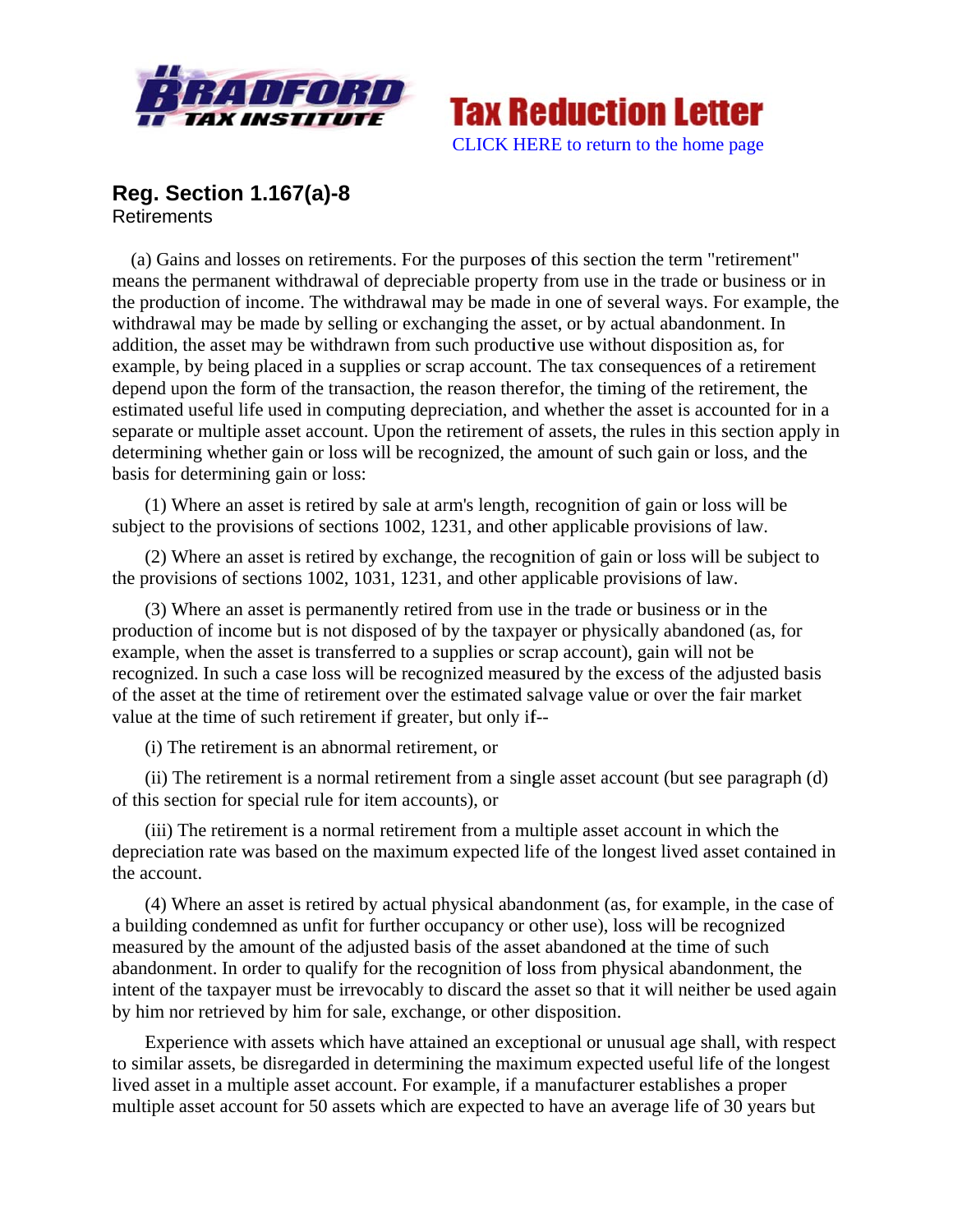Tax Reduction Letter

CLICK HERE to return to the home page

## Reg. Section 1.167(a)-8

Retirements

(a) Gains and losses on retirements. For the purposes of this section the term "retirement" means the permanent withdrawal of depreciable property from use in the trade or business or in the production of income. The withdrawal may be made in one of several ways. For example, the withdrawal may be made by selling or exchanging the asset, or by actual abandonment. In addition, the asset may be withdrawn from such productive use without disposition as, for example, by being placed in a supplies or scrap account. The tax consequences of a retirement depend upon the form of the transaction, the reason therefor, the timing of the retirement, the estimated useful life used in computing depreciation, and whether the asset is accounted for in a separate or multiple asset account. Upon the retirement of assets, the rules in this section apply in determining whether gain or loss will be recognized, the amount of such gain or loss, and the basis for determining gain or loss:

(1) Where an asset is retired by sale at arm's length, recognition of gain or loss will be subject to the provisions of sections 1002, 1231, and other applicable provisions of law.

(2) Where an asset is retired by exchange, the recognition of gain or loss will be subject to the provisions of sections 1002, 1031, 1231, and other applicable provisions of law.

(3) Where an asset is permanently retired from use in the trade or business or in the production of income but is not disposed of by the taxpayer or physically abandoned (as, for example, when the asset is transferred to a supplies or scrap account), gain will not be recognized. In such a case loss will be recognized measured by the excess of the adjusted basis of the asset at the time of retirement over the estimated salvage value or over the fair market value at the time of such retirement if greater, but only if--

(i) The retirement is an abnormal retirement, or

(ii) The retirement is a normal retirement from a single asset account (but see paragraph (d) of this section for special rule for item accounts), or

(iii) The retirement is a normal retirement from a multiple asset account in which the depreciation rate was based on the maximum expected life of the longest lived asset contained in the account.

(4) Where an asset is retired by actual physical abandonment (as, for example, in the case of a building condemned as unfit for further occupancy or other use), loss will be recognized measured by the amount of the adjusted basis of the asset abandoned at the time of such abandonment. In order to qualify for the recognition of loss from physical abandonment, the intent of the taxpayer must be irrevocably to discard the asset so that it will neither be used again by him nor retrieved by him for sale, exchange, or other disposition.

Experience with assets which have attained an exceptional or unusual age shall, with respect to similar assets, be disregarded in determining the maximum expected useful life of the longest lived asset in a multiple asset account. For example, if a manufacturer establishes a proper multiple asset account for 50 assets which are expected to have an average life of 30 years but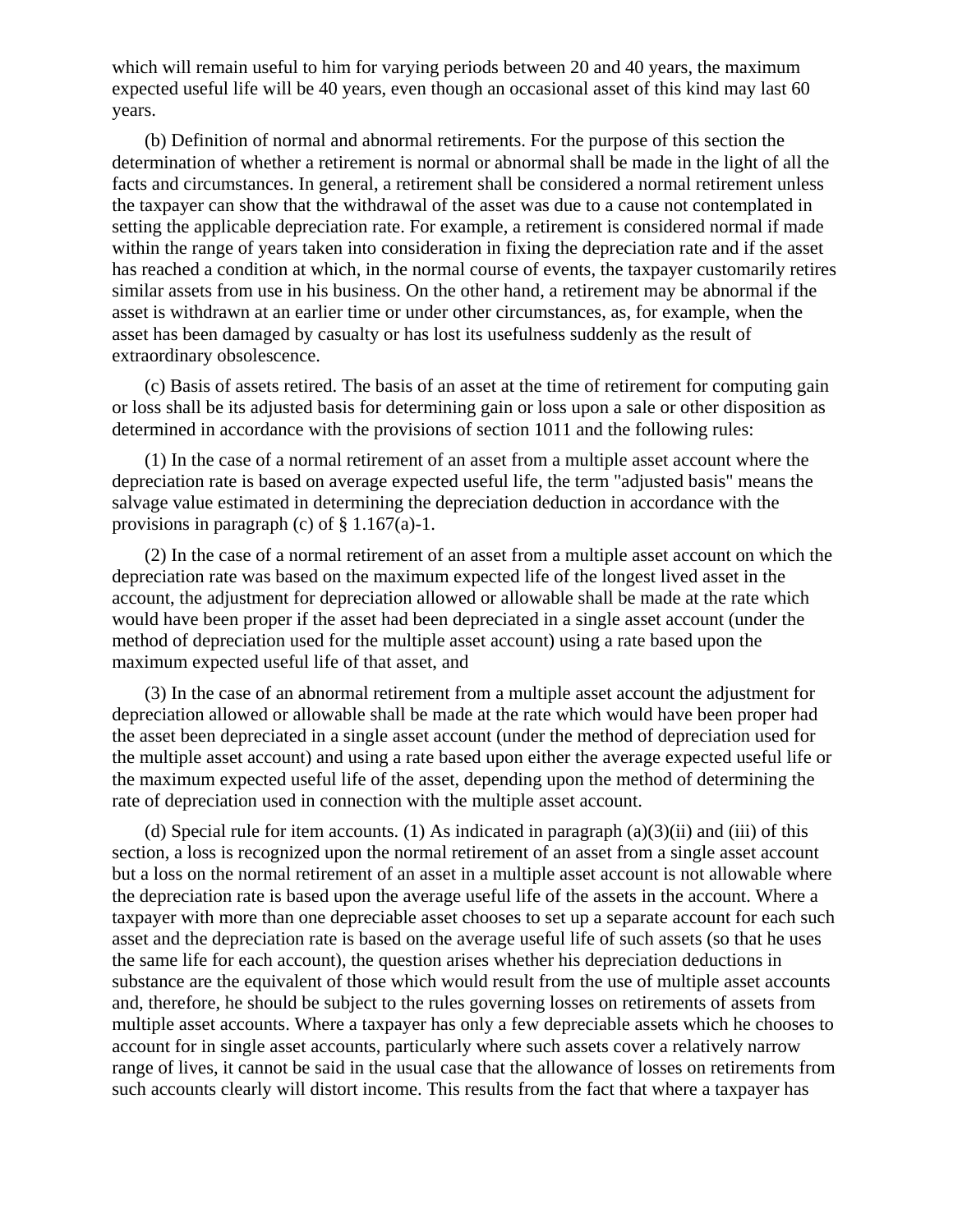which will remain useful to him for varying periods between 20 and 40 years, the maximum expected useful life will be 40 years, even though an occasional asset of this kind may last 60 years.

(b) Definition of normal and abnormal retirements. For the purpose of this section the determination of whether a retirement is normal or abnormal shall be made in the light of all the facts and circumstances. In general, a retirement shall be considered a normal retirement unless the taxpayer can show that the withdrawal of the asset was due to a cause not contemplated in setting the applicable depreciation rate. For example, a retirement is considered normal if made within the range of years taken into consideration in fixing the depreciation rate and if the asset has reached a condition at which, in the normal course of events, the taxpayer customarily retires similar assets from use in his business. On the other hand, a retirement may be abnormal if the asset is withdrawn at an earlier time or under other circumstances, as, for example, when the asset has been damaged by casualty or has lost its usefulness suddenly as the result of extraordinary obsolescence.

(c) Basis of assets retired. The basis of an asset at the time of retirement for computing gain or loss shall be its adjusted basis for determining gain or loss upon a sale or other disposition as determined in accordance with the provisions of section 1011 and the following rules:

(1) In the case of a normal retirement of an asset from a multiple asset account where the depreciation rate is based on average expected useful life, the term "adjusted basis" means the salvage value estimated in determining the depreciation deduction in accordance with the provisions in paragraph (c) of § 1.167(a)-1.

(2) In the case of a normal retirement of an asset from a multiple asset account on which the depreciation rate was based on the maximum expected life of the longest lived asset in the account, the adjustment for depreciation allowed or allowable shall be made at the rate which would have been proper if the asset had been depreciated in a single asset account (under the method of depreciation used for the multiple asset account) using a rate based upon the maximum expected useful life of that asset, and

(3) In the case of an abnormal retirement from a multiple asset account the adjustment for depreciation allowed or allowable shall be made at the rate which would have been proper had the asset been depreciated in a single asset account (under the method of depreciation used for the multiple asset account) and using a rate based upon either the average expected useful life or the maximum expected useful life of the asset, depending upon the method of determining the rate of depreciation used in connection with the multiple asset account.

(d) Special rule for item accounts. (1) As indicated in paragraph (a)(3)(ii) and (iii) of this section, a loss is recognized upon the normal retirement of an asset from a single asset account but a loss on the normal retirement of an asset in a multiple asset account is not allowable where the depreciation rate is based upon the average useful life of the assets in the account. Where a taxpayer with more than one depreciable asset chooses to set up a separate account for each such asset and the depreciation rate is based on the average useful life of such assets (so that he uses the same life for each account), the question arises whether his depreciation deductions in substance are the equivalent of those which would result from the use of multiple asset accounts and, therefore, he should be subject to the rules governing losses on retirements of assets from multiple asset accounts. Where a taxpayer has only a few depreciable assets which he chooses to account for in single asset accounts, particularly where such assets cover a relatively narrow range of lives, it cannot be said in the usual case that the allowance of losses on retirements from such accounts clearly will distort income. This results from the fact that where a taxpayer has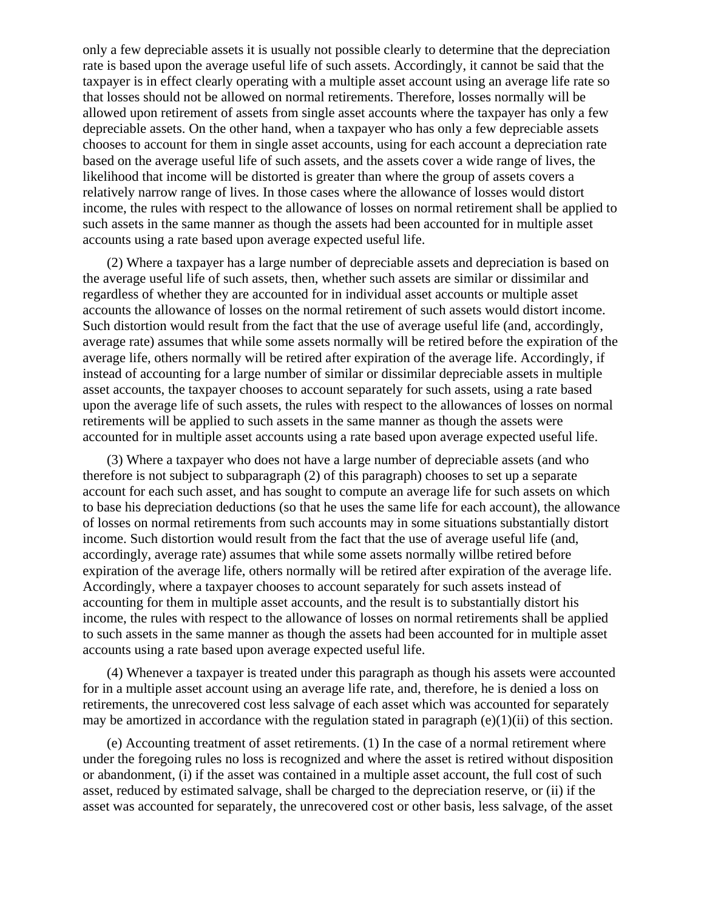only a few depreciable assets it is usually not possible clearly to determine that the depreciation rate is based upon the average useful life of such assets. Accordingly, it cannot be said that the taxpayer is in effect clearly operating with a multiple asset account using an average life rate so that losses should not be allowed on normal retirements. Therefore, losses normally will be allowed upon retirement of assets from single asset accounts where the taxpayer has only a few depreciable assets. On the other hand, when a taxpayer who has only a few depreciable assets chooses to account for them in single asset accounts, using for each account a depreciation rate based on the average useful life of such assets, and the assets cover a wide range of lives, the likelihood that income will be distorted is greater than where the group of assets covers a relatively narrow range of lives. In those cases where the allowance of losses would distort income, the rules with respect to the allowance of losses on normal retirement shall be applied to such assets in the same manner as though the assets had been accounted for in multiple asset accounts using a rate based upon average expected useful life.

(2) Where a taxpayer has a large number of depreciable assets and depreciation is based on the average useful life of such assets, then, whether such assets are similar or dissimilar and regardless of whether they are accounted for in individual asset accounts or multiple asset accounts the allowance of losses on the normal retirement of such assets would distort income. Such distortion would result from the fact that the use of average useful life (and, accordingly, average rate) assumes that while some assets normally will be retired before the expiration of the average life, others normally will be retired after expiration of the average life. Accordingly, if instead of accounting for a large number of similar or dissimilar depreciable assets in multiple asset accounts, the taxpayer chooses to account separately for such assets, using a rate based upon the average life of such assets, the rules with respect to the allowances of losses on normal retirements will be applied to such assets in the same manner as though the assets were accounted for in multiple asset accounts using a rate based upon average expected useful life.

(3) Where a taxpayer who does not have a large number of depreciable assets (and who therefore is not subject to subparagraph (2) of this paragraph) chooses to set up a separate account for each such asset, and has sought to compute an average life for such assets on which to base his depreciation deductions (so that he uses the same life for each account), the allowance of losses on normal retirements from such accounts may in some situations substantially distort income. Such distortion would result from the fact that the use of average useful life (and, accordingly, average rate) assumes that while some assets normally willbe retired before expiration of the average life, others normally will be retired after expiration of the average life. Accordingly, where a taxpayer chooses to account separately for such assets instead of accounting for them in multiple asset accounts, and the result is to substantially distort his income, the rules with respect to the allowance of losses on normal retirements shall be applied to such assets in the same manner as though the assets had been accounted for in multiple asset accounts using a rate based upon average expected useful life.

(4) Whenever a taxpayer is treated under this paragraph as though his assets were accounted for in a multiple asset account using an average life rate, and, therefore, he is denied a loss on retirements, the unrecovered cost less salvage of each asset which was accounted for separately may be amortized in accordance with the regulation stated in paragraph (e)(1)(ii) of this section.

(e) Accounting treatment of asset retirements. (1) In the case of a normal retirement where under the foregoing rules no loss is recognized and where the asset is retired without disposition or abandonment, (i) if the asset was contained in a multiple asset account, the full cost of such asset, reduced by estimated salvage, shall be charged to the depreciation reserve, or (ii) if the asset was accounted for separately, the unrecovered cost or other basis, less salvage, of the asset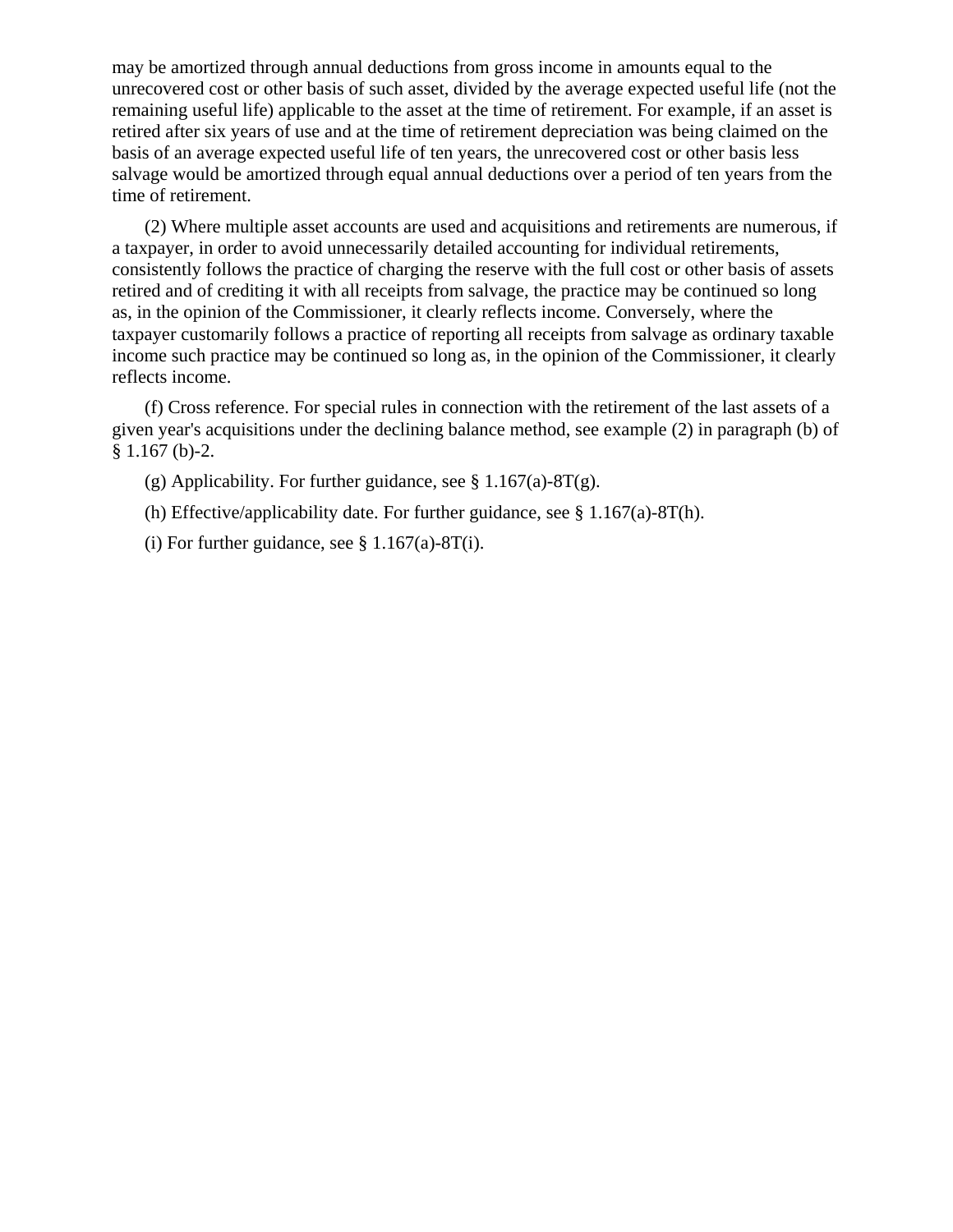may be amortized through annual deductions from gross income in amounts equal to the unrecovered cost or other basis of such asset, divided by the average expected useful life (not the remaining useful life) applicable to the asset at the time of retirement. For example, if an asset is retired after six years of use and at the time of retirement depreciation was being claimed on the basis of an average expected useful life of ten years, the unrecovered cost or other basis less salvage would be amortized through equal annual deductions over a period of ten years from the time of retirement.

(2) Where multiple asset accounts are used and acquisitions and retirements are numerous, if a taxpayer, in order to avoid unnecessarily detailed accounting for individual retirements, consistently follows the practice of charging the reserve with the full cost or other basis of assets retired and of crediting it with all receipts from salvage, the practice may be continued so long as, in the opinion of the Commissioner, it clearly reflects income. Conversely, where the taxpayer customarily follows a practice of reporting all receipts from salvage as ordinary taxable income such practice may be continued so long as, in the opinion of the Commissioner, it clearly reflects income.

(f) Cross reference. For special rules in connection with the retirement of the last assets of a given year's acquisitions under the declining balance method, see example (2) in paragraph (b) of § 1.167 (b)-2.

(g) Applicability. For further guidance, see § 1.167(a)-8T(g).

(h) Effective/applicability date. For further guidance, see § 1.167(a)-8T(h).

(i) For further guidance, see § 1.167(a)-8T(i).